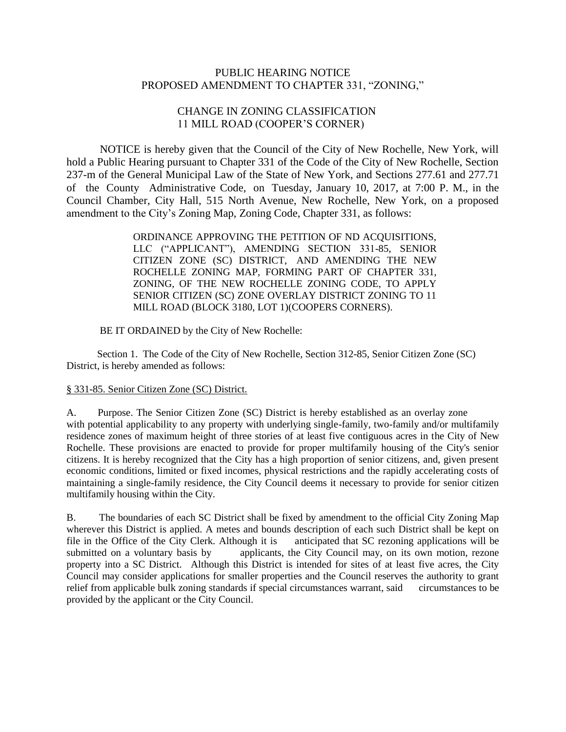# PUBLIC HEARING NOTICE
# PROPOSED AMENDMENT TO CHAPTER 331, "ZONING,"

## CHANGE IN ZONING CLASSIFICATION
## 11 MILL ROAD (COOPER'S CORNER)

NOTICE is hereby given that the Council of the City of New Rochelle, New York, will hold a Public Hearing pursuant to Chapter 331 of the Code of the City of New Rochelle, Section 237-m of the General Municipal Law of the State of New York, and Sections 277.61 and 277.71 of the County Administrative Code, on Tuesday, January 10, 2017, at 7:00 P. M., in the Council Chamber, City Hall, 515 North Avenue, New Rochelle, New York, on a proposed amendment to the City's Zoning Map, Zoning Code, Chapter 331, as follows:

> ORDINANCE APPROVING THE PETITION OF ND ACQUISITIONS, LLC ("APPLICANT"), AMENDING SECTION 331-85, SENIOR CITIZEN ZONE (SC) DISTRICT, AND AMENDING THE NEW ROCHELLE ZONING MAP, FORMING PART OF CHAPTER 331, ZONING, OF THE NEW ROCHELLE ZONING CODE, TO APPLY SENIOR CITIZEN (SC) ZONE OVERLAY DISTRICT ZONING TO 11 MILL ROAD (BLOCK 3180, LOT 1)(COOPERS CORNERS).

BE IT ORDAINED by the City of New Rochelle:

Section 1. The Code of the City of New Rochelle, Section 312-85, Senior Citizen Zone (SC) District, is hereby amended as follows:

§ 331-85. Senior Citizen Zone (SC) District.

A. Purpose. The Senior Citizen Zone (SC) District is hereby established as an overlay zone with potential applicability to any property with underlying single-family, two-family and/or multifamily residence zones of maximum height of three stories of at least five contiguous acres in the City of New Rochelle. These provisions are enacted to provide for proper multifamily housing of the City's senior citizens. It is hereby recognized that the City has a high proportion of senior citizens, and, given present economic conditions, limited or fixed incomes, physical restrictions and the rapidly accelerating costs of maintaining a single-family residence, the City Council deems it necessary to provide for senior citizen multifamily housing within the City.

B. The boundaries of each SC District shall be fixed by amendment to the official City Zoning Map wherever this District is applied. A metes and bounds description of each such District shall be kept on file in the Office of the City Clerk. Although it is anticipated that SC rezoning applications will be submitted on a voluntary basis by applicants, the City Council may, on its own motion, rezone property into a SC District. Although this District is intended for sites of at least five acres, the City Council may consider applications for smaller properties and the Council reserves the authority to grant relief from applicable bulk zoning standards if special circumstances warrant, said circumstances to be provided by the applicant or the City Council.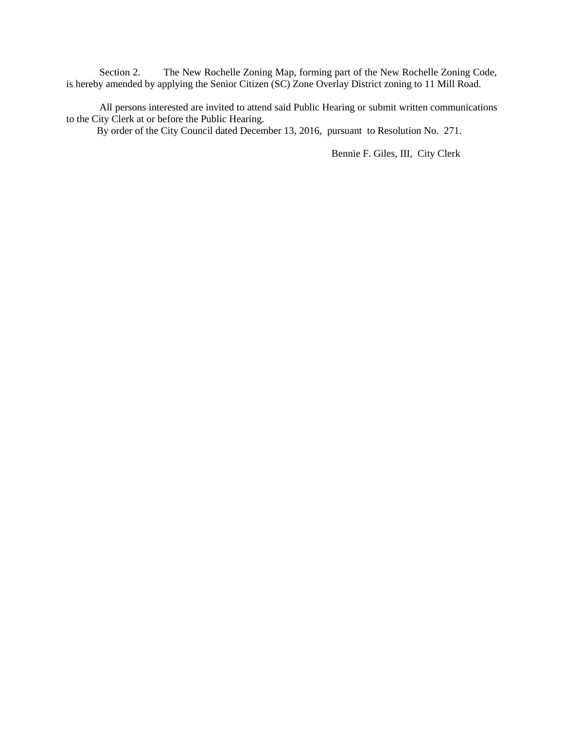Section 2. The New Rochelle Zoning Map, forming part of the New Rochelle Zoning Code, is hereby amended by applying the Senior Citizen (SC) Zone Overlay District zoning to 11 Mill Road.

All persons interested are invited to attend said Public Hearing or submit written communications to the City Clerk at or before the Public Hearing.

By order of the City Council dated December 13, 2016, pursuant to Resolution No. 271.

Bennie F. Giles, III, City Clerk